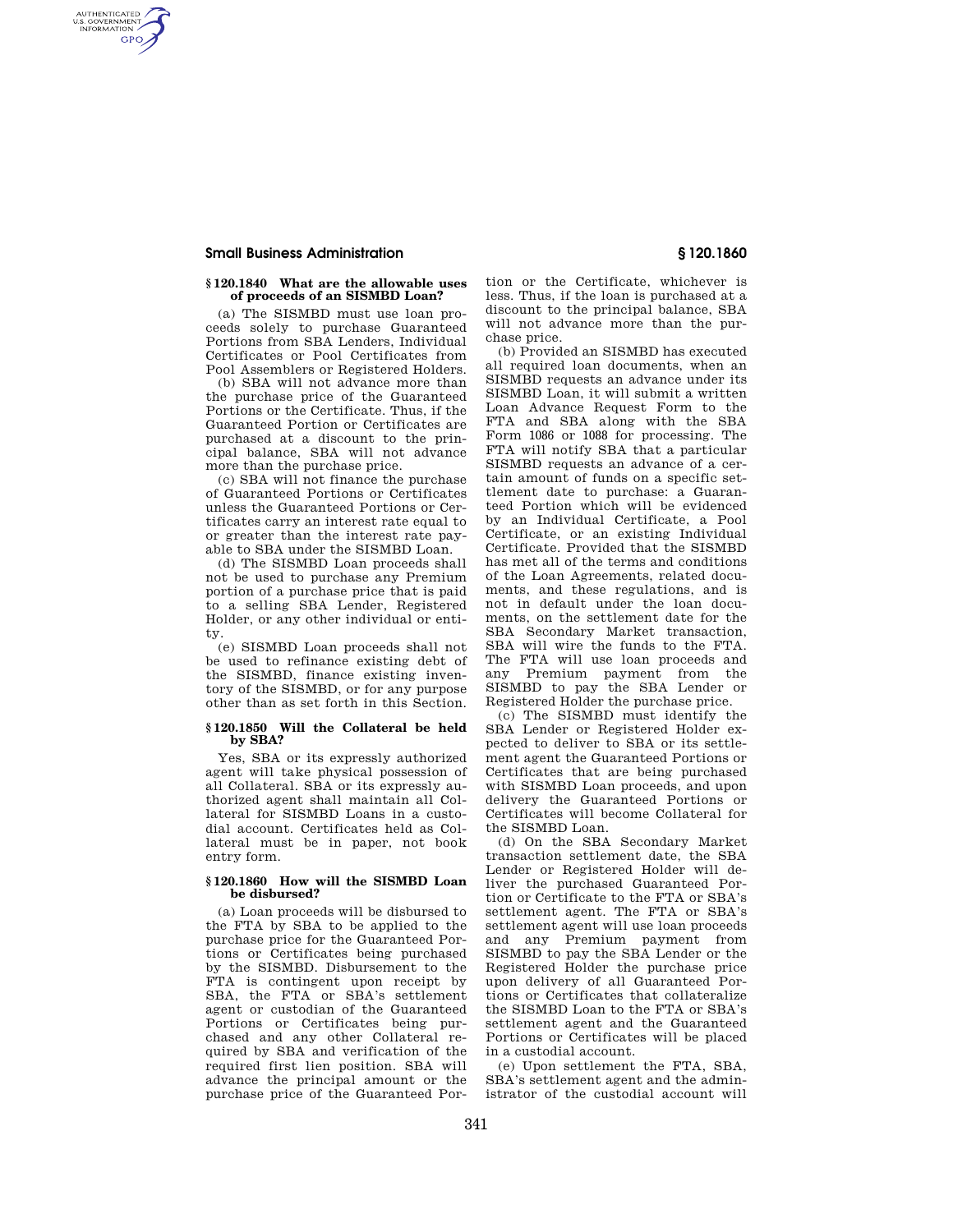### § 120.1840 What are the allowable uses of proceeds of an SISMBD Loan?

(a) The SISMBD must use loan proceeds solely to purchase Guaranteed Portions from SBA Lenders, Individual Certificates or Pool Certificates from Pool Assemblers or Registered Holders.

(b) SBA will not advance more than the purchase price of the Guaranteed Portions or the Certificate. Thus, if the Guaranteed Portion or Certificates are purchased at a discount to the principal balance, SBA will not advance more than the purchase price.

(c) SBA will not finance the purchase of Guaranteed Portions or Certificates unless the Guaranteed Portions or Certificates carry an interest rate equal to or greater than the interest rate payable to SBA under the SISMBD Loan.

(d) The SISMBD Loan proceeds shall not be used to purchase any Premium portion of a purchase price that is paid to a selling SBA Lender, Registered Holder, or any other individual or entity.

(e) SISMBD Loan proceeds shall not be used to refinance existing debt of the SISMBD, finance existing inventory of the SISMBD, or for any purpose other than as set forth in this Section.

### § 120.1850 Will the Collateral be held by SBA?

Yes, SBA or its expressly authorized agent will take physical possession of all Collateral. SBA or its expressly authorized agent shall maintain all Collateral for SISMBD Loans in a custodial account. Certificates held as Collateral must be in paper, not book entry form.

### § 120.1860 How will the SISMBD Loan be disbursed?

(a) Loan proceeds will be disbursed to the FTA by SBA to be applied to the purchase price for the Guaranteed Portions or Certificates being purchased by the SISMBD. Disbursement to the FTA is contingent upon receipt by SBA, the FTA or SBA's settlement agent or custodian of the Guaranteed Portions or Certificates being purchased and any other Collateral required by SBA and verification of the required first lien position. SBA will advance the principal amount or the purchase price of the Guaranteed Portion or the Certificate, whichever is less. Thus, if the loan is purchased at a discount to the principal balance, SBA will not advance more than the purchase price.

(b) Provided an SISMBD has executed all required loan documents, when an SISMBD requests an advance under its SISMBD Loan, it will submit a written Loan Advance Request Form to the FTA and SBA along with the SBA Form 1086 or 1088 for processing. The FTA will notify SBA that a particular SISMBD requests an advance of a certain amount of funds on a specific settlement date to purchase: a Guaranteed Portion which will be evidenced by an Individual Certificate, a Pool Certificate, or an existing Individual Certificate. Provided that the SISMBD has met all of the terms and conditions of the Loan Agreements, related documents, and these regulations, and is not in default under the loan documents, on the settlement date for the SBA Secondary Market transaction, SBA will wire the funds to the FTA. The FTA will use loan proceeds and any Premium payment from the SISMBD to pay the SBA Lender or Registered Holder the purchase price.

(c) The SISMBD must identify the SBA Lender or Registered Holder expected to deliver to SBA or its settlement agent the Guaranteed Portions or Certificates that are being purchased with SISMBD Loan proceeds, and upon delivery the Guaranteed Portions or Certificates will become Collateral for the SISMBD Loan.

(d) On the SBA Secondary Market transaction settlement date, the SBA Lender or Registered Holder will deliver the purchased Guaranteed Portion or Certificate to the FTA or SBA's settlement agent. The FTA or SBA's settlement agent will use loan proceeds and any Premium payment from SISMBD to pay the SBA Lender or the Registered Holder the purchase price upon delivery of all Guaranteed Portions or Certificates that collateralize the SISMBD Loan to the FTA or SBA's settlement agent and the Guaranteed Portions or Certificates will be placed in a custodial account.

(e) Upon settlement the FTA, SBA, SBA's settlement agent and the administrator of the custodial account will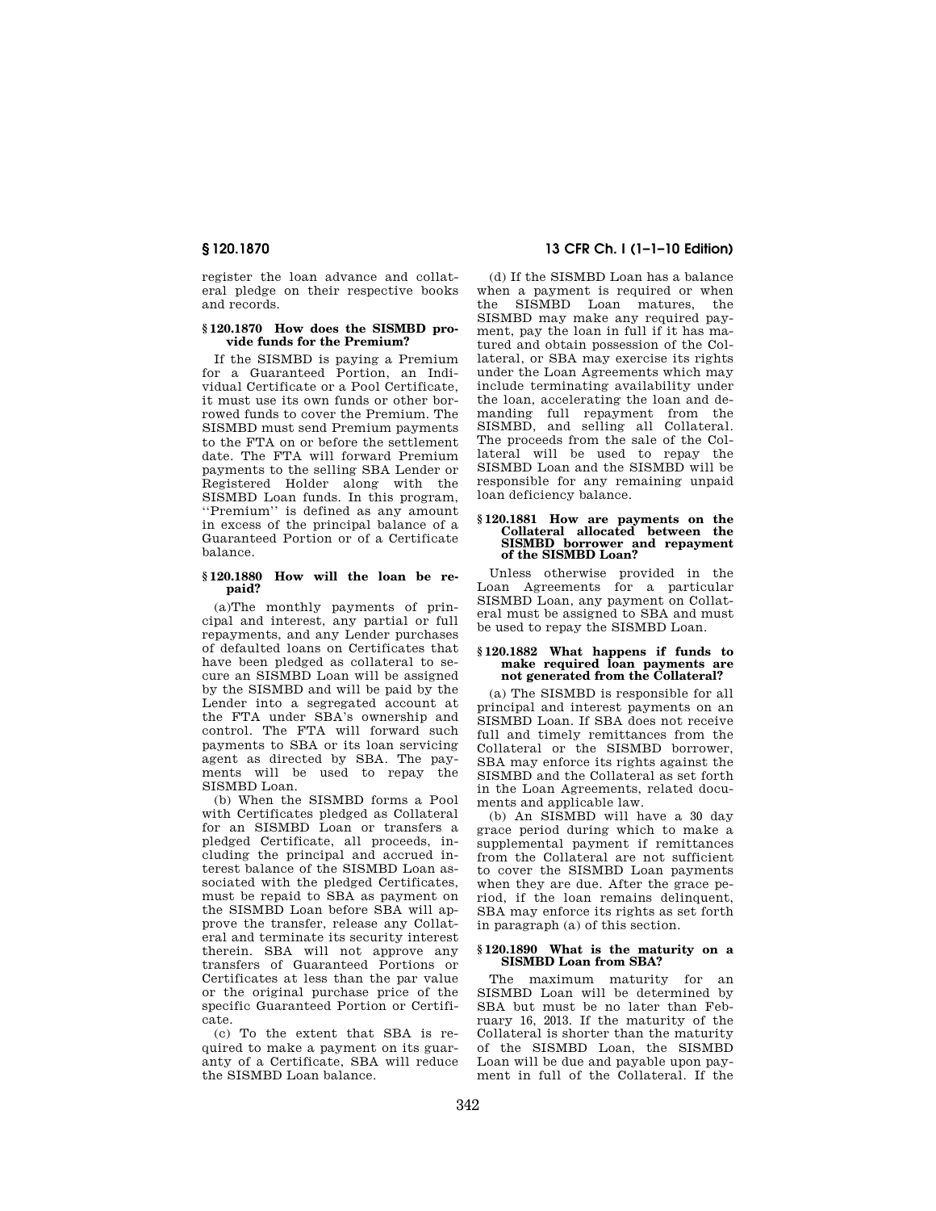register the loan advance and collateral pledge on their respective books and records.

### § 120.1870 How does the SISMBD provide funds for the Premium?

If the SISMBD is paying a Premium for a Guaranteed Portion, an Individual Certificate or a Pool Certificate, it must use its own funds or other borrowed funds to cover the Premium. The SISMBD must send Premium payments to the FTA on or before the settlement date. The FTA will forward Premium payments to the selling SBA Lender or Registered Holder along with the SISMBD Loan funds. In this program, ''Premium'' is defined as any amount in excess of the principal balance of a Guaranteed Portion or of a Certificate balance.

### § 120.1880 How will the loan be repaid?

(a)The monthly payments of principal and interest, any partial or full repayments, and any Lender purchases of defaulted loans on Certificates that have been pledged as collateral to secure an SISMBD Loan will be assigned by the SISMBD and will be paid by the Lender into a segregated account at the FTA under SBA's ownership and control. The FTA will forward such payments to SBA or its loan servicing agent as directed by SBA. The payments will be used to repay the SISMBD Loan.

(b) When the SISMBD forms a Pool with Certificates pledged as Collateral for an SISMBD Loan or transfers a pledged Certificate, all proceeds, including the principal and accrued interest balance of the SISMBD Loan associated with the pledged Certificates, must be repaid to SBA as payment on the SISMBD Loan before SBA will approve the transfer, release any Collateral and terminate its security interest therein. SBA will not approve any transfers of Guaranteed Portions or Certificates at less than the par value or the original purchase price of the specific Guaranteed Portion or Certificate.

(c) To the extent that SBA is required to make a payment on its guaranty of a Certificate, SBA will reduce the SISMBD Loan balance.

(d) If the SISMBD Loan has a balance when a payment is required or when the SISMBD Loan matures, the SISMBD may make any required payment, pay the loan in full if it has matured and obtain possession of the Collateral, or SBA may exercise its rights under the Loan Agreements which may include terminating availability under the loan, accelerating the loan and demanding full repayment from the SISMBD, and selling all Collateral. The proceeds from the sale of the Collateral will be used to repay the SISMBD Loan and the SISMBD will be responsible for any remaining unpaid loan deficiency balance.

### § 120.1881 How are payments on the Collateral allocated between the SISMBD borrower and repayment of the SISMBD Loan?

Unless otherwise provided in the Loan Agreements for a particular SISMBD Loan, any payment on Collateral must be assigned to SBA and must be used to repay the SISMBD Loan.

### § 120.1882 What happens if funds to make required loan payments are not generated from the Collateral?

(a) The SISMBD is responsible for all principal and interest payments on an SISMBD Loan. If SBA does not receive full and timely remittances from the Collateral or the SISMBD borrower, SBA may enforce its rights against the SISMBD and the Collateral as set forth in the Loan Agreements, related documents and applicable law.

(b) An SISMBD will have a 30 day grace period during which to make a supplemental payment if remittances from the Collateral are not sufficient to cover the SISMBD Loan payments when they are due. After the grace period, if the loan remains delinquent, SBA may enforce its rights as set forth in paragraph (a) of this section.

### § 120.1890 What is the maturity on a SISMBD Loan from SBA?

The maximum maturity for an SISMBD Loan will be determined by SBA but must be no later than February 16, 2013. If the maturity of the Collateral is shorter than the maturity of the SISMBD Loan, the SISMBD Loan will be due and payable upon payment in full of the Collateral. If the